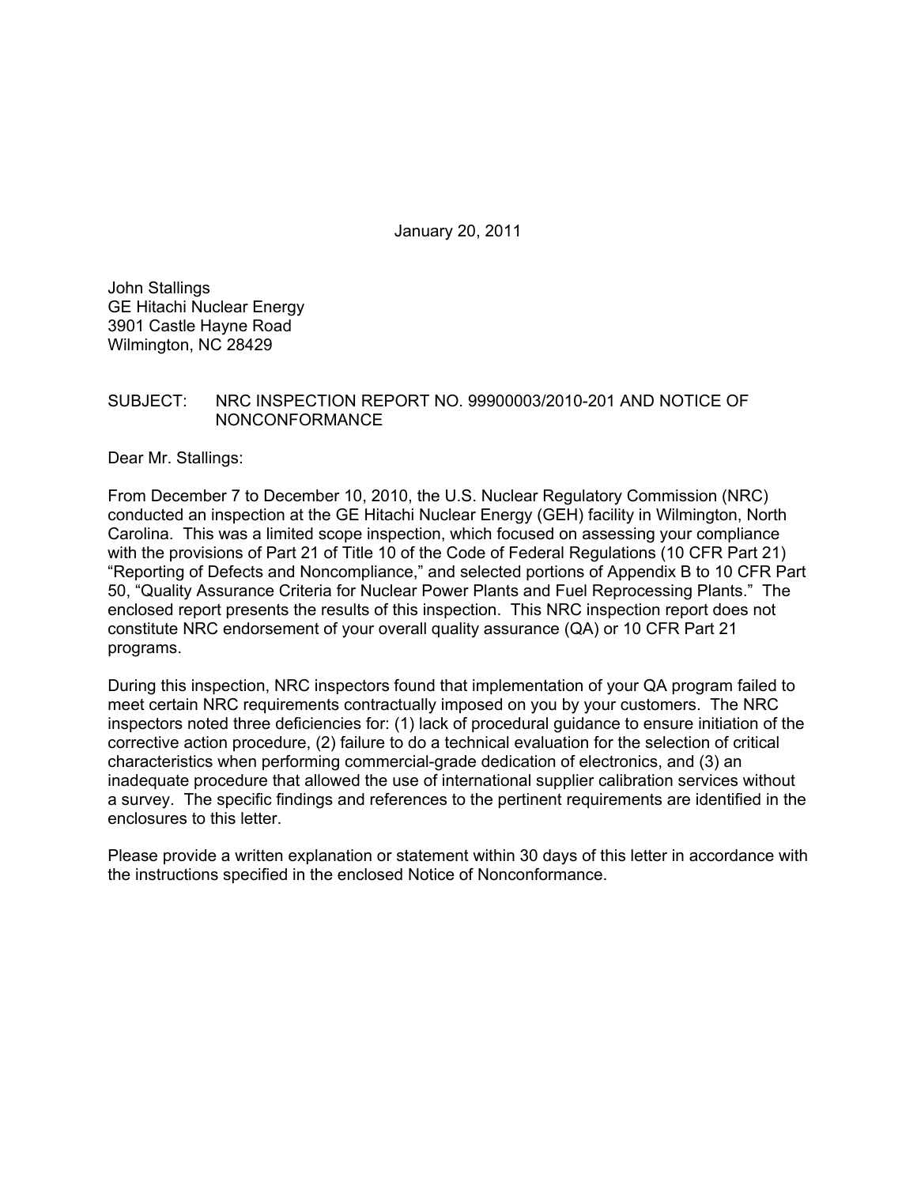January 20, 2011

John Stallings
GE Hitachi Nuclear Energy
3901 Castle Hayne Road
Wilmington, NC 28429

SUBJECT: NRC INSPECTION REPORT NO. 99900003/2010-201 AND NOTICE OF NONCONFORMANCE

Dear Mr. Stallings:

From December 7 to December 10, 2010, the U.S. Nuclear Regulatory Commission (NRC) conducted an inspection at the GE Hitachi Nuclear Energy (GEH) facility in Wilmington, North Carolina. This was a limited scope inspection, which focused on assessing your compliance with the provisions of Part 21 of Title 10 of the Code of Federal Regulations (10 CFR Part 21) "Reporting of Defects and Noncompliance," and selected portions of Appendix B to 10 CFR Part 50, "Quality Assurance Criteria for Nuclear Power Plants and Fuel Reprocessing Plants." The enclosed report presents the results of this inspection. This NRC inspection report does not constitute NRC endorsement of your overall quality assurance (QA) or 10 CFR Part 21 programs.

During this inspection, NRC inspectors found that implementation of your QA program failed to meet certain NRC requirements contractually imposed on you by your customers. The NRC inspectors noted three deficiencies for: (1) lack of procedural guidance to ensure initiation of the corrective action procedure, (2) failure to do a technical evaluation for the selection of critical characteristics when performing commercial-grade dedication of electronics, and (3) an inadequate procedure that allowed the use of international supplier calibration services without a survey. The specific findings and references to the pertinent requirements are identified in the enclosures to this letter.

Please provide a written explanation or statement within 30 days of this letter in accordance with the instructions specified in the enclosed Notice of Nonconformance.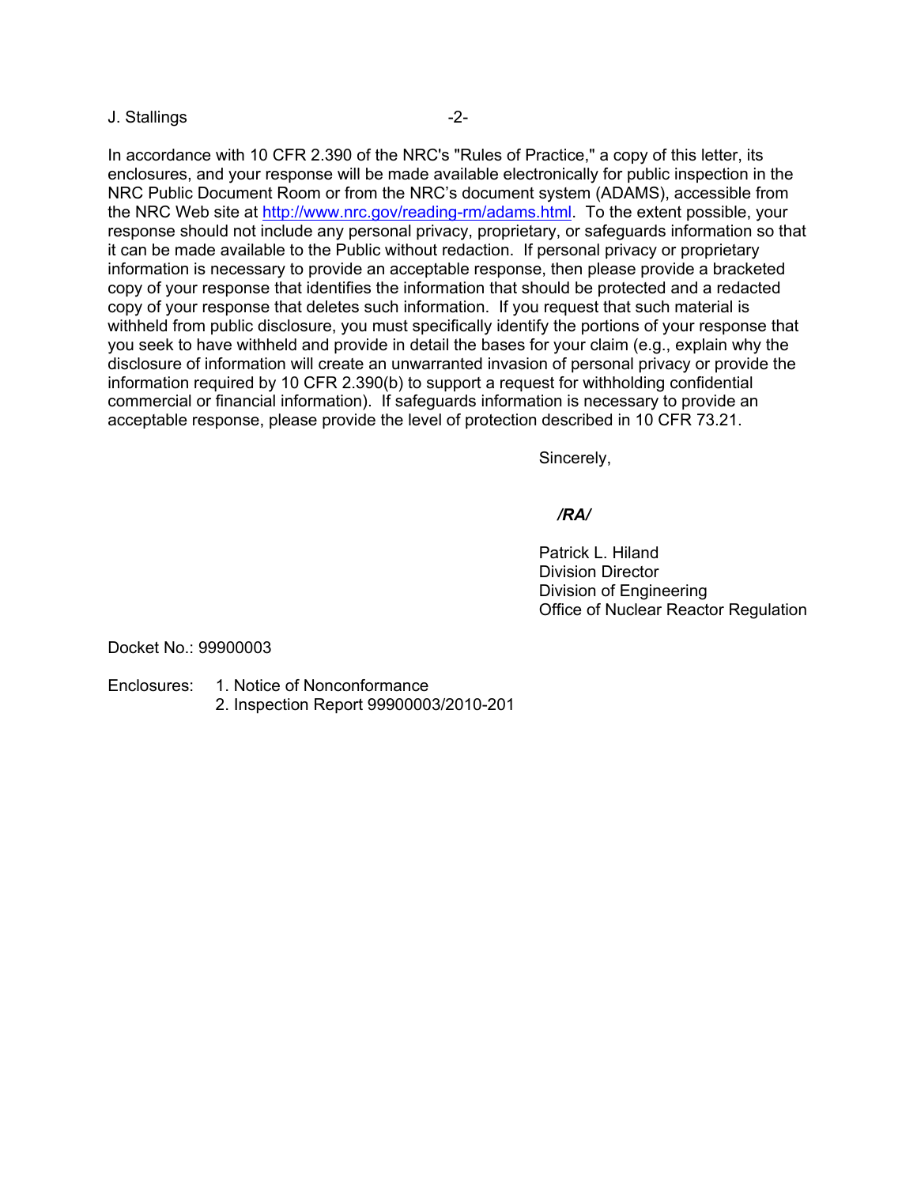In accordance with 10 CFR 2.390 of the NRC's "Rules of Practice," a copy of this letter, its enclosures, and your response will be made available electronically for public inspection in the NRC Public Document Room or from the NRC's document system (ADAMS), accessible from the NRC Web site at http://www.nrc.gov/reading-rm/adams.html. To the extent possible, your response should not include any personal privacy, proprietary, or safeguards information so that it can be made available to the Public without redaction. If personal privacy or proprietary information is necessary to provide an acceptable response, then please provide a bracketed copy of your response that identifies the information that should be protected and a redacted copy of your response that deletes such information. If you request that such material is withheld from public disclosure, you must specifically identify the portions of your response that you seek to have withheld and provide in detail the bases for your claim (e.g., explain why the disclosure of information will create an unwarranted invasion of personal privacy or provide the information required by 10 CFR 2.390(b) to support a request for withholding confidential commercial or financial information). If safeguards information is necessary to provide an acceptable response, please provide the level of protection described in 10 CFR 73.21.

Sincerely,

*/RA/*

Patrick L. Hiland
Division Director
Division of Engineering
Office of Nuclear Reactor Regulation

Docket No.: 99900003

Enclosures: 1. Notice of Nonconformance
2. Inspection Report 99900003/2010-201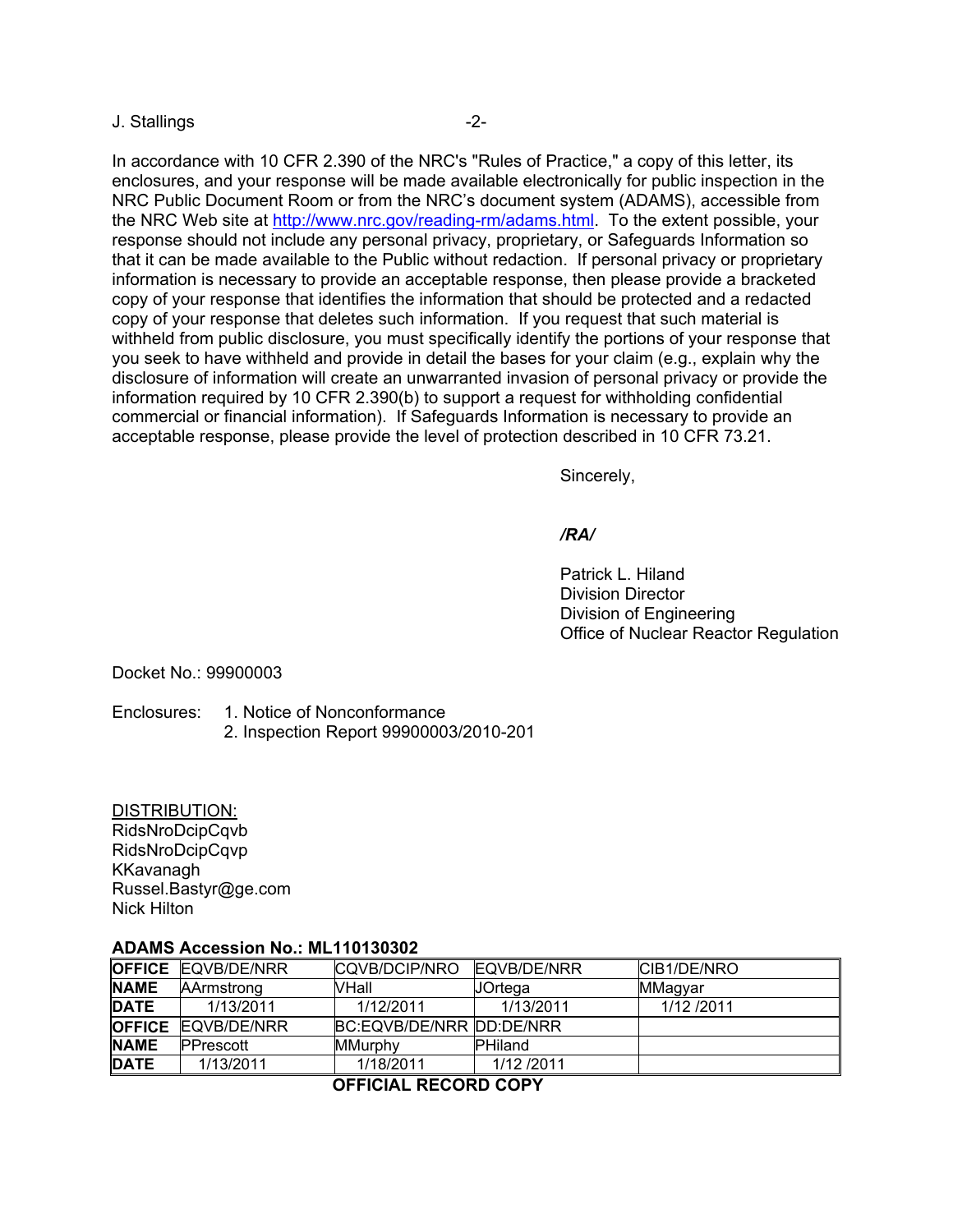In accordance with 10 CFR 2.390 of the NRC's "Rules of Practice," a copy of this letter, its enclosures, and your response will be made available electronically for public inspection in the NRC Public Document Room or from the NRC's document system (ADAMS), accessible from the NRC Web site at http://www.nrc.gov/reading-rm/adams.html. To the extent possible, your response should not include any personal privacy, proprietary, or Safeguards Information so that it can be made available to the Public without redaction. If personal privacy or proprietary information is necessary to provide an acceptable response, then please provide a bracketed copy of your response that identifies the information that should be protected and a redacted copy of your response that deletes such information. If you request that such material is withheld from public disclosure, you must specifically identify the portions of your response that you seek to have withheld and provide in detail the bases for your claim (e.g., explain why the disclosure of information will create an unwarranted invasion of personal privacy or provide the information required by 10 CFR 2.390(b) to support a request for withholding confidential commercial or financial information). If Safeguards Information is necessary to provide an acceptable response, please provide the level of protection described in 10 CFR 73.21.

Sincerely,

*/RA/*

Patrick L. Hiland
Division Director
Division of Engineering
Office of Nuclear Reactor Regulation

Docket No.: 99900003

Enclosures:
1. Notice of Nonconformance
2. Inspection Report 99900003/2010-201

DISTRIBUTION:
RidsNroDcipCqvb
RidsNroDcipCqvp
KKavanagh
Russel.Bastyr@ge.com
Nick Hilton

**ADAMS Accession No.: ML110130302**

| **OFFICE** | EQVB/DE/NRR | CQVB/DCIP/NRO | EQVB/DE/NRR | CIB1/DE/NRO |
|---|---|---|---|---|
| **NAME** | AArmstrong | VHall | JOrtega | MMagyar |
| **DATE** | 1/13/2011 | 1/12/2011 | 1/13/2011 | 1/12 /2011 |
| **OFFICE** | EQVB/DE/NRR | BC:EQVB/DE/NRR | DD:DE/NRR | |
| **NAME** | PPrescott | MMurphy | PHiland | |
| **DATE** | 1/13/2011 | 1/18/2011 | 1/12 /2011 | |

**OFFICIAL RECORD COPY**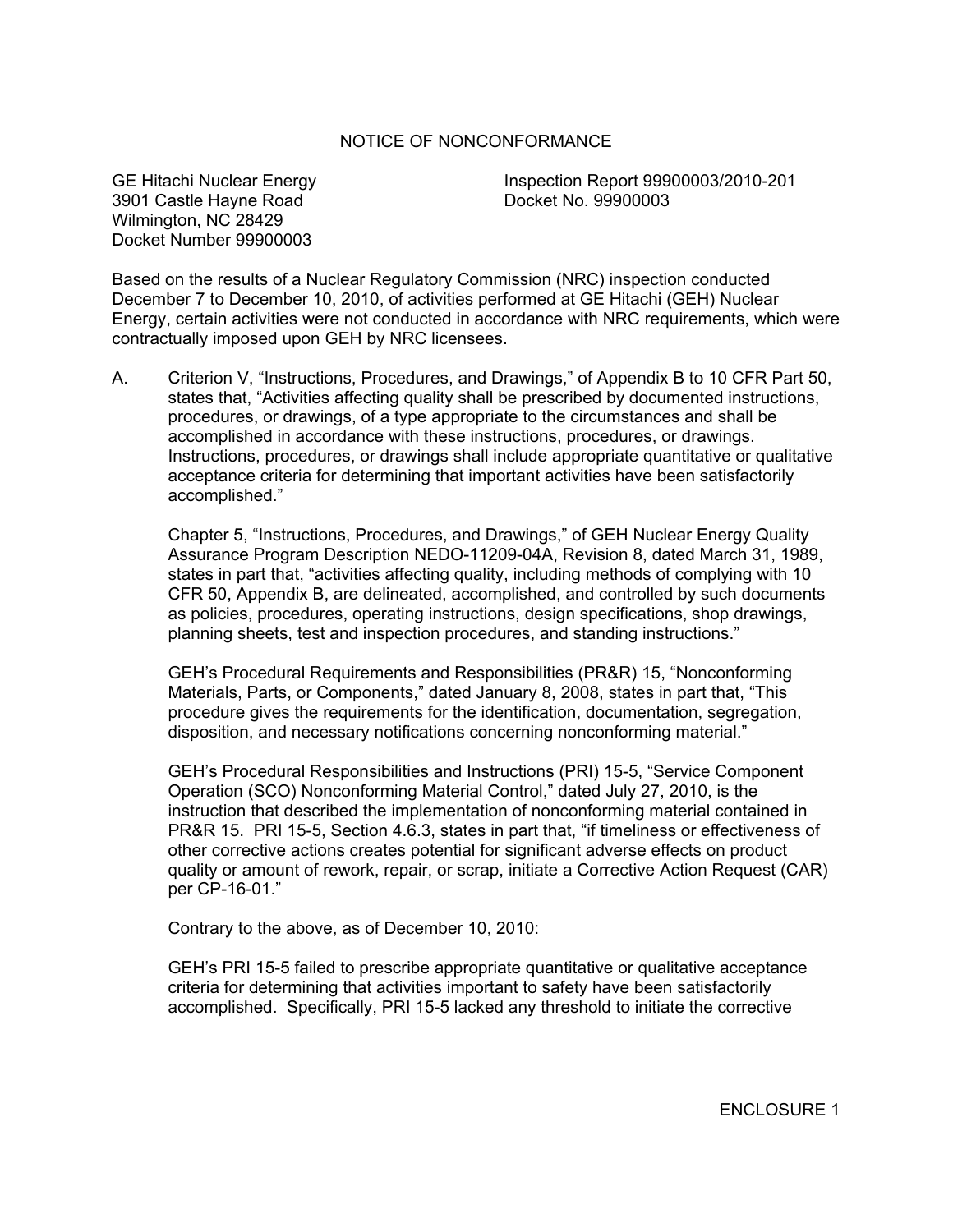# NOTICE OF NONCONFORMANCE

GE Hitachi Nuclear Energy
3901 Castle Hayne Road
Wilmington, NC 28429
Docket Number 99900003

Inspection Report 99900003/2010-201
Docket No. 99900003

Based on the results of a Nuclear Regulatory Commission (NRC) inspection conducted December 7 to December 10, 2010, of activities performed at GE Hitachi (GEH) Nuclear Energy, certain activities were not conducted in accordance with NRC requirements, which were contractually imposed upon GEH by NRC licensees.

A. Criterion V, "Instructions, Procedures, and Drawings," of Appendix B to 10 CFR Part 50, states that, "Activities affecting quality shall be prescribed by documented instructions, procedures, or drawings, of a type appropriate to the circumstances and shall be accomplished in accordance with these instructions, procedures, or drawings. Instructions, procedures, or drawings shall include appropriate quantitative or qualitative acceptance criteria for determining that important activities have been satisfactorily accomplished."

   Chapter 5, "Instructions, Procedures, and Drawings," of GEH Nuclear Energy Quality Assurance Program Description NEDO-11209-04A, Revision 8, dated March 31, 1989, states in part that, "activities affecting quality, including methods of complying with 10 CFR 50, Appendix B, are delineated, accomplished, and controlled by such documents as policies, procedures, operating instructions, design specifications, shop drawings, planning sheets, test and inspection procedures, and standing instructions."

   GEH's Procedural Requirements and Responsibilities (PR&R) 15, "Nonconforming Materials, Parts, or Components," dated January 8, 2008, states in part that, "This procedure gives the requirements for the identification, documentation, segregation, disposition, and necessary notifications concerning nonconforming material."

   GEH's Procedural Responsibilities and Instructions (PRI) 15-5, "Service Component Operation (SCO) Nonconforming Material Control," dated July 27, 2010, is the instruction that described the implementation of nonconforming material contained in PR&R 15. PRI 15-5, Section 4.6.3, states in part that, "if timeliness or effectiveness of other corrective actions creates potential for significant adverse effects on product quality or amount of rework, repair, or scrap, initiate a Corrective Action Request (CAR) per CP-16-01."

   Contrary to the above, as of December 10, 2010:

   GEH's PRI 15-5 failed to prescribe appropriate quantitative or qualitative acceptance criteria for determining that activities important to safety have been satisfactorily accomplished. Specifically, PRI 15-5 lacked any threshold to initiate the corrective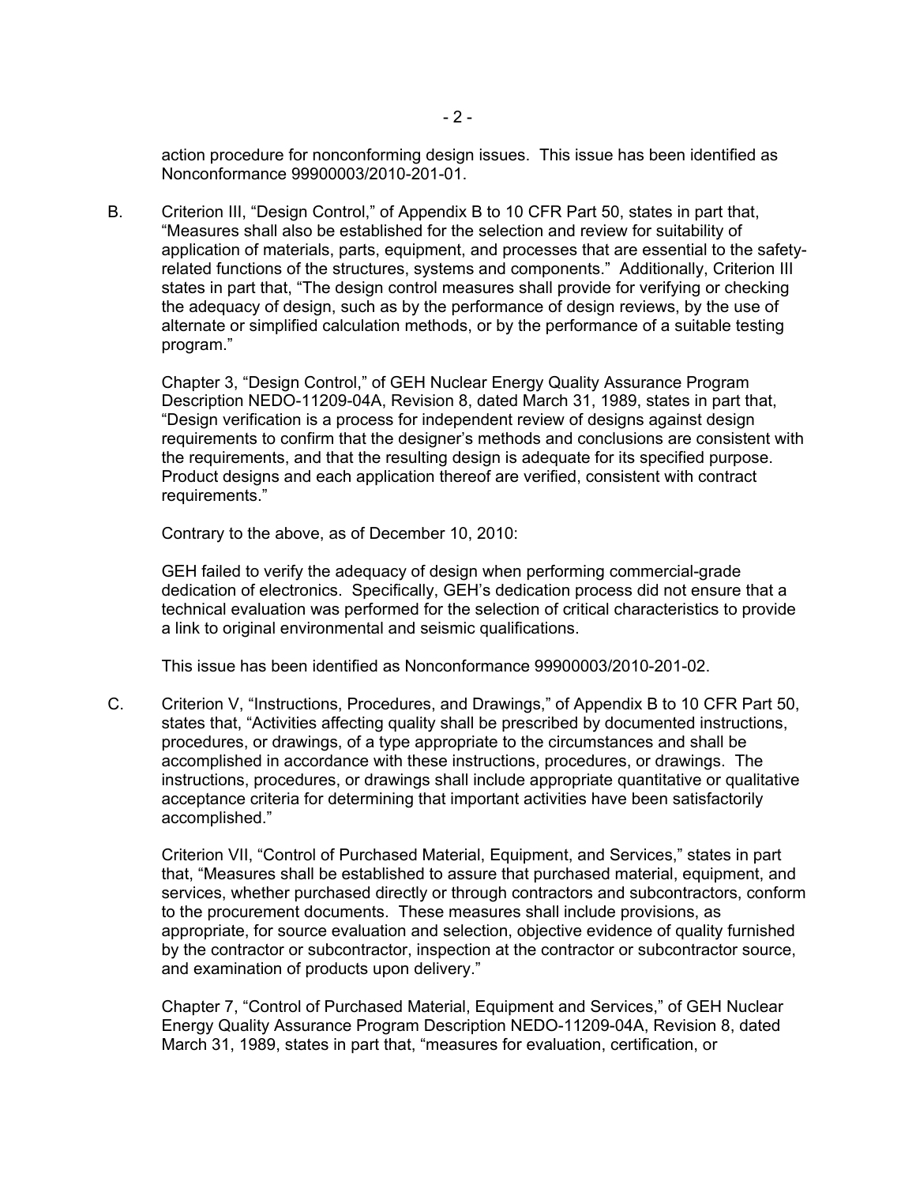action procedure for nonconforming design issues. This issue has been identified as Nonconformance 99900003/2010-201-01.

B. Criterion III, "Design Control," of Appendix B to 10 CFR Part 50, states in part that, "Measures shall also be established for the selection and review for suitability of application of materials, parts, equipment, and processes that are essential to the safety-related functions of the structures, systems and components." Additionally, Criterion III states in part that, "The design control measures shall provide for verifying or checking the adequacy of design, such as by the performance of design reviews, by the use of alternate or simplified calculation methods, or by the performance of a suitable testing program."

   Chapter 3, "Design Control," of GEH Nuclear Energy Quality Assurance Program Description NEDO-11209-04A, Revision 8, dated March 31, 1989, states in part that, "Design verification is a process for independent review of designs against design requirements to confirm that the designer's methods and conclusions are consistent with the requirements, and that the resulting design is adequate for its specified purpose. Product designs and each application thereof are verified, consistent with contract requirements."

   Contrary to the above, as of December 10, 2010:

   GEH failed to verify the adequacy of design when performing commercial-grade dedication of electronics. Specifically, GEH's dedication process did not ensure that a technical evaluation was performed for the selection of critical characteristics to provide a link to original environmental and seismic qualifications.

   This issue has been identified as Nonconformance 99900003/2010-201-02.

C. Criterion V, "Instructions, Procedures, and Drawings," of Appendix B to 10 CFR Part 50, states that, "Activities affecting quality shall be prescribed by documented instructions, procedures, or drawings, of a type appropriate to the circumstances and shall be accomplished in accordance with these instructions, procedures, or drawings. The instructions, procedures, or drawings shall include appropriate quantitative or qualitative acceptance criteria for determining that important activities have been satisfactorily accomplished."

   Criterion VII, "Control of Purchased Material, Equipment, and Services," states in part that, "Measures shall be established to assure that purchased material, equipment, and services, whether purchased directly or through contractors and subcontractors, conform to the procurement documents. These measures shall include provisions, as appropriate, for source evaluation and selection, objective evidence of quality furnished by the contractor or subcontractor, inspection at the contractor or subcontractor source, and examination of products upon delivery."

   Chapter 7, "Control of Purchased Material, Equipment and Services," of GEH Nuclear Energy Quality Assurance Program Description NEDO-11209-04A, Revision 8, dated March 31, 1989, states in part that, "measures for evaluation, certification, or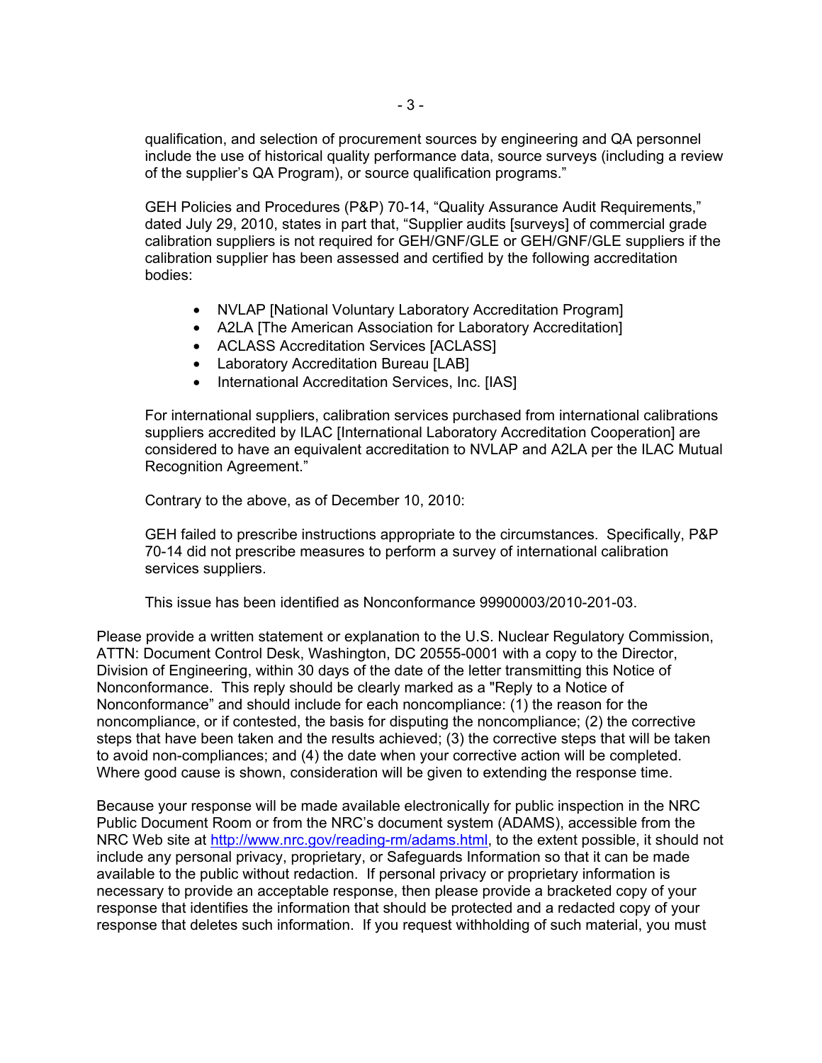qualification, and selection of procurement sources by engineering and QA personnel include the use of historical quality performance data, source surveys (including a review of the supplier's QA Program), or source qualification programs."

GEH Policies and Procedures (P&P) 70-14, "Quality Assurance Audit Requirements," dated July 29, 2010, states in part that, "Supplier audits [surveys] of commercial grade calibration suppliers is not required for GEH/GNF/GLE or GEH/GNF/GLE suppliers if the calibration supplier has been assessed and certified by the following accreditation bodies:

- NVLAP [National Voluntary Laboratory Accreditation Program]
- A2LA [The American Association for Laboratory Accreditation]
- ACLASS Accreditation Services [ACLASS]
- Laboratory Accreditation Bureau [LAB]
- International Accreditation Services, Inc. [IAS]

For international suppliers, calibration services purchased from international calibrations suppliers accredited by ILAC [International Laboratory Accreditation Cooperation] are considered to have an equivalent accreditation to NVLAP and A2LA per the ILAC Mutual Recognition Agreement."

Contrary to the above, as of December 10, 2010:

GEH failed to prescribe instructions appropriate to the circumstances. Specifically, P&P 70-14 did not prescribe measures to perform a survey of international calibration services suppliers.

This issue has been identified as Nonconformance 99900003/2010-201-03.

Please provide a written statement or explanation to the U.S. Nuclear Regulatory Commission, ATTN: Document Control Desk, Washington, DC 20555-0001 with a copy to the Director, Division of Engineering, within 30 days of the date of the letter transmitting this Notice of Nonconformance. This reply should be clearly marked as a "Reply to a Notice of Nonconformance" and should include for each noncompliance: (1) the reason for the noncompliance, or if contested, the basis for disputing the noncompliance; (2) the corrective steps that have been taken and the results achieved; (3) the corrective steps that will be taken to avoid non-compliances; and (4) the date when your corrective action will be completed. Where good cause is shown, consideration will be given to extending the response time.

Because your response will be made available electronically for public inspection in the NRC Public Document Room or from the NRC's document system (ADAMS), accessible from the NRC Web site at http://www.nrc.gov/reading-rm/adams.html, to the extent possible, it should not include any personal privacy, proprietary, or Safeguards Information so that it can be made available to the public without redaction. If personal privacy or proprietary information is necessary to provide an acceptable response, then please provide a bracketed copy of your response that identifies the information that should be protected and a redacted copy of your response that deletes such information. If you request withholding of such material, you must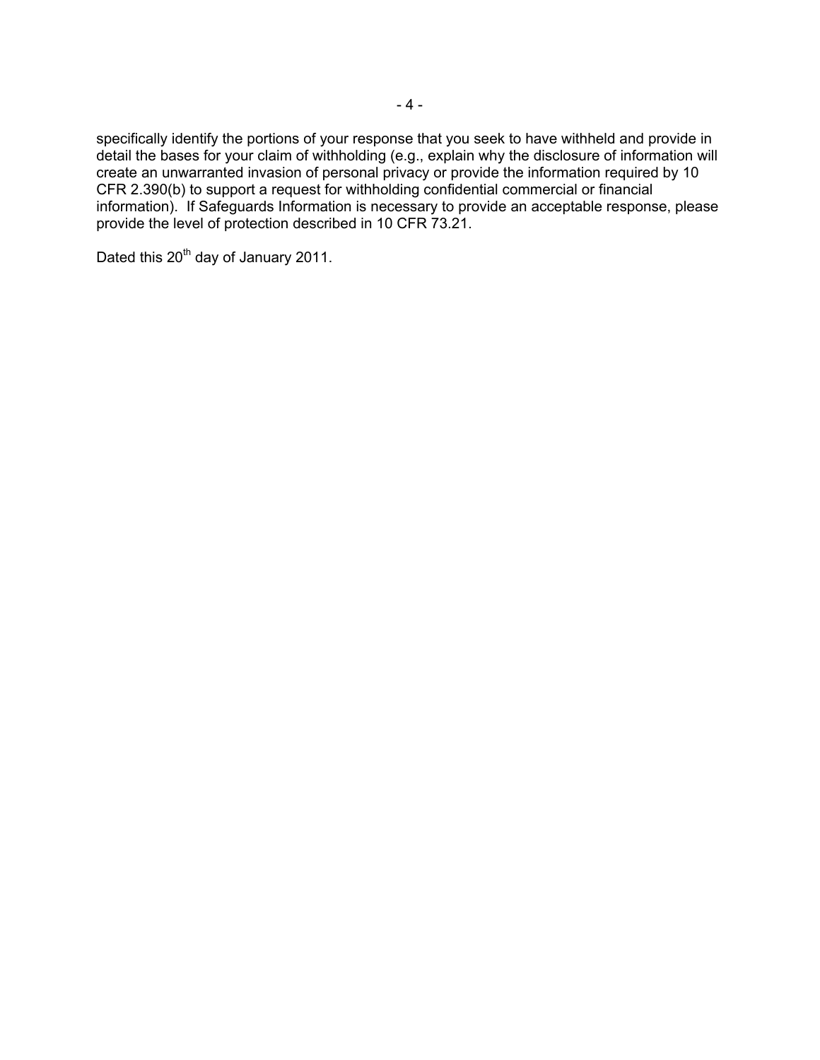specifically identify the portions of your response that you seek to have withheld and provide in detail the bases for your claim of withholding (e.g., explain why the disclosure of information will create an unwarranted invasion of personal privacy or provide the information required by 10 CFR 2.390(b) to support a request for withholding confidential commercial or financial information). If Safeguards Information is necessary to provide an acceptable response, please provide the level of protection described in 10 CFR 73.21.

Dated this 20th day of January 2011.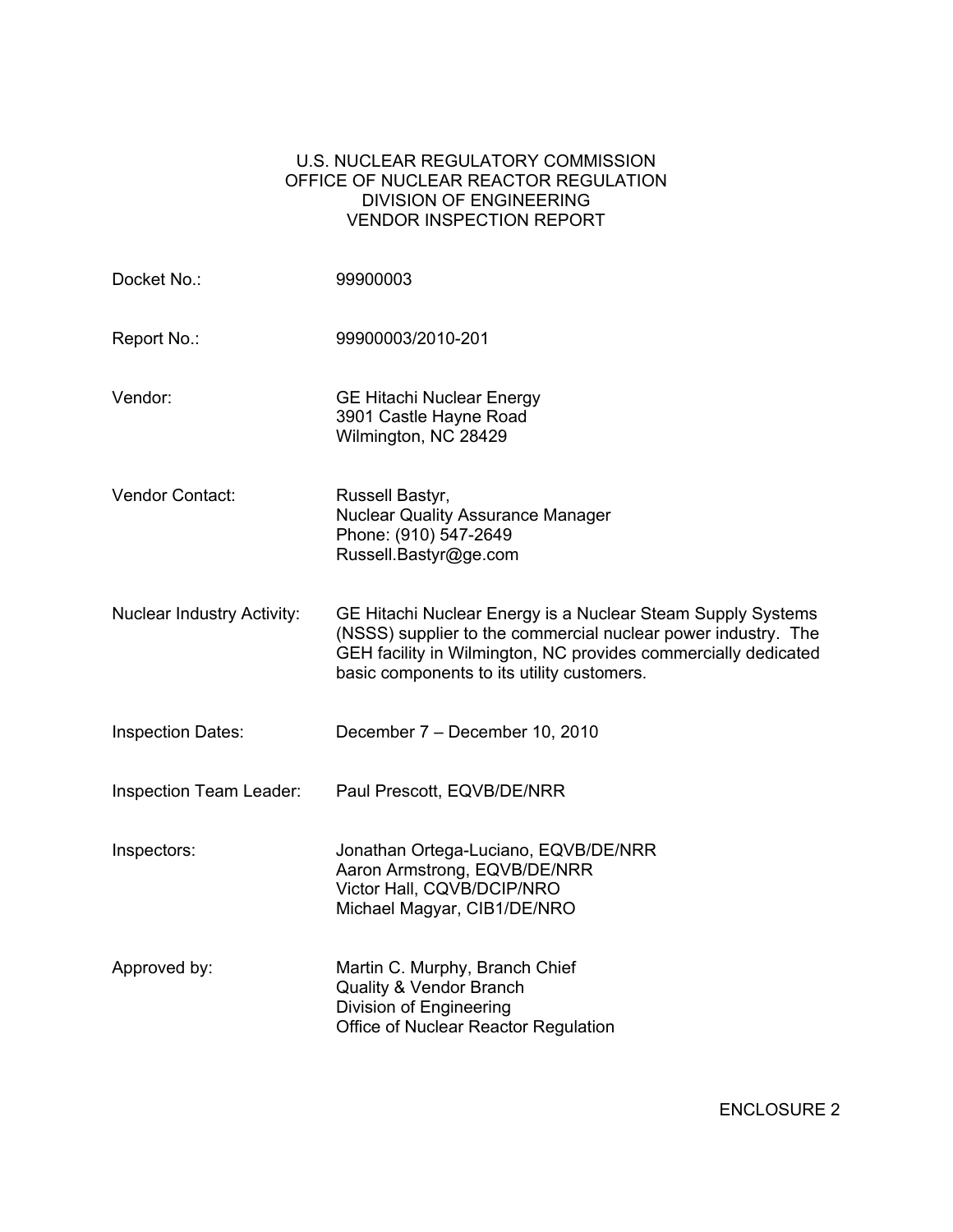U.S. NUCLEAR REGULATORY COMMISSION
OFFICE OF NUCLEAR REACTOR REGULATION
DIVISION OF ENGINEERING
VENDOR INSPECTION REPORT

| | |
|---|---|
| Docket No.: | 99900003 |
| Report No.: | 99900003/2010-201 |
| Vendor: | GE Hitachi Nuclear Energy<br>3901 Castle Hayne Road<br>Wilmington, NC 28429 |
| Vendor Contact: | Russell Bastyr,<br>Nuclear Quality Assurance Manager<br>Phone: (910) 547-2649<br>Russell.Bastyr@ge.com |
| Nuclear Industry Activity: | GE Hitachi Nuclear Energy is a Nuclear Steam Supply Systems (NSSS) supplier to the commercial nuclear power industry. The GEH facility in Wilmington, NC provides commercially dedicated basic components to its utility customers. |
| Inspection Dates: | December 7 – December 10, 2010 |
| Inspection Team Leader: | Paul Prescott, EQVB/DE/NRR |
| Inspectors: | Jonathan Ortega-Luciano, EQVB/DE/NRR<br>Aaron Armstrong, EQVB/DE/NRR<br>Victor Hall, CQVB/DCIP/NRO<br>Michael Magyar, CIB1/DE/NRO |
| Approved by: | Martin C. Murphy, Branch Chief<br>Quality & Vendor Branch<br>Division of Engineering<br>Office of Nuclear Reactor Regulation |

ENCLOSURE 2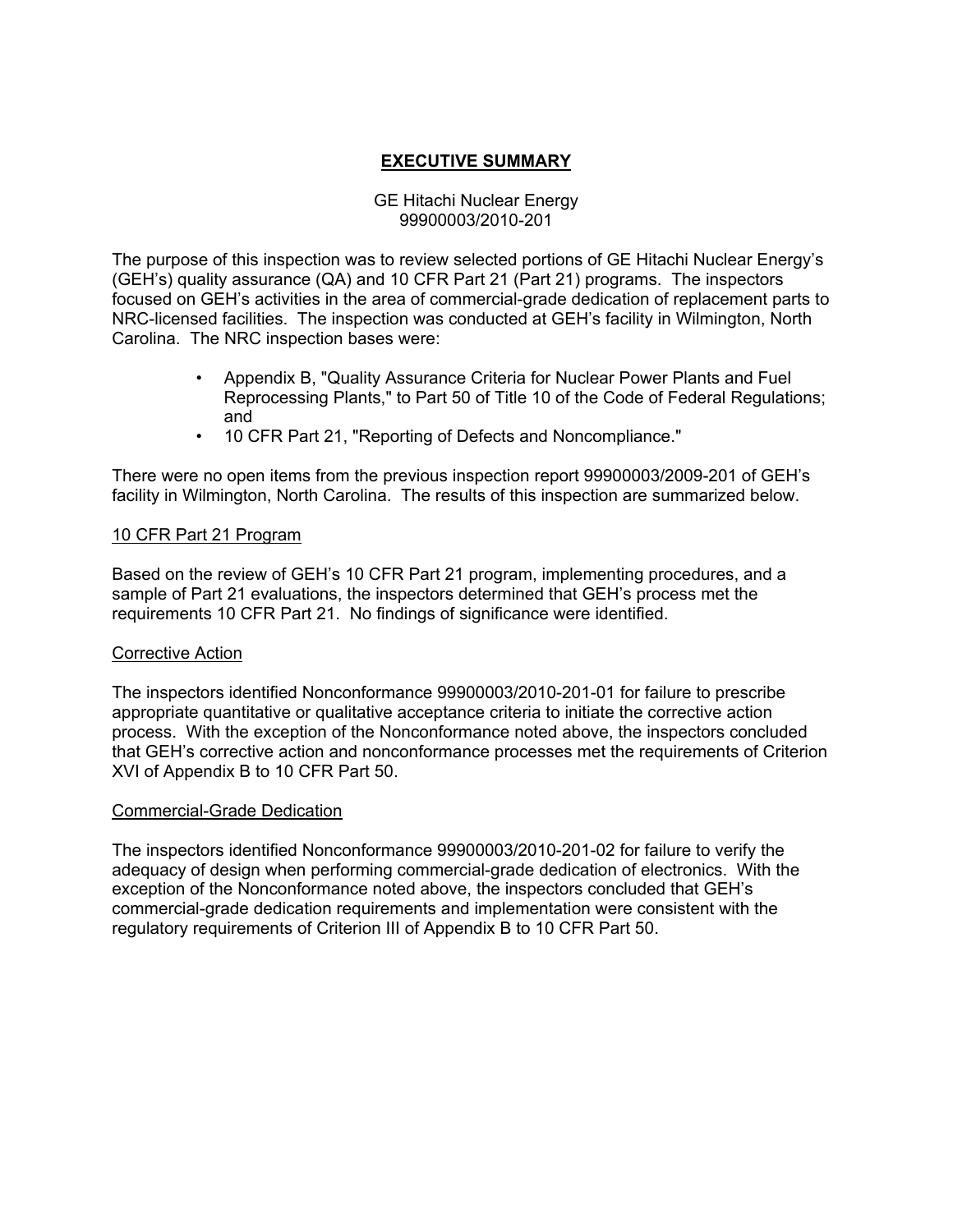# **EXECUTIVE SUMMARY**

GE Hitachi Nuclear Energy
99900003/2010-201

The purpose of this inspection was to review selected portions of GE Hitachi Nuclear Energy's (GEH's) quality assurance (QA) and 10 CFR Part 21 (Part 21) programs. The inspectors focused on GEH's activities in the area of commercial-grade dedication of replacement parts to NRC-licensed facilities. The inspection was conducted at GEH's facility in Wilmington, North Carolina. The NRC inspection bases were:

- Appendix B, "Quality Assurance Criteria for Nuclear Power Plants and Fuel Reprocessing Plants," to Part 50 of Title 10 of the Code of Federal Regulations; and
- 10 CFR Part 21, "Reporting of Defects and Noncompliance."

There were no open items from the previous inspection report 99900003/2009-201 of GEH's facility in Wilmington, North Carolina. The results of this inspection are summarized below.

## 10 CFR Part 21 Program

Based on the review of GEH's 10 CFR Part 21 program, implementing procedures, and a sample of Part 21 evaluations, the inspectors determined that GEH's process met the requirements 10 CFR Part 21. No findings of significance were identified.

## Corrective Action

The inspectors identified Nonconformance 99900003/2010-201-01 for failure to prescribe appropriate quantitative or qualitative acceptance criteria to initiate the corrective action process. With the exception of the Nonconformance noted above, the inspectors concluded that GEH's corrective action and nonconformance processes met the requirements of Criterion XVI of Appendix B to 10 CFR Part 50.

## Commercial-Grade Dedication

The inspectors identified Nonconformance 99900003/2010-201-02 for failure to verify the adequacy of design when performing commercial-grade dedication of electronics. With the exception of the Nonconformance noted above, the inspectors concluded that GEH's commercial-grade dedication requirements and implementation were consistent with the regulatory requirements of Criterion III of Appendix B to 10 CFR Part 50.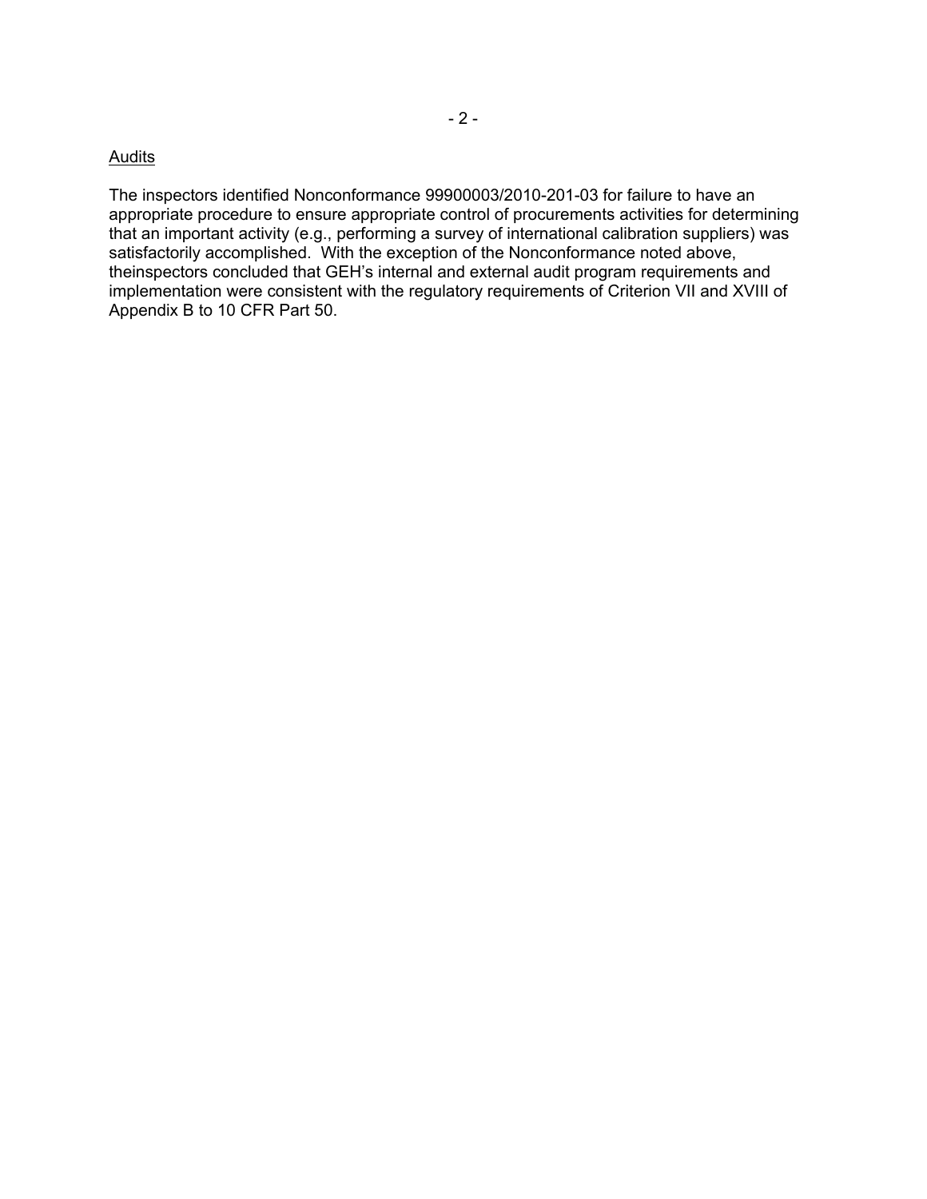Audits

The inspectors identified Nonconformance 99900003/2010-201-03 for failure to have an appropriate procedure to ensure appropriate control of procurements activities for determining that an important activity (e.g., performing a survey of international calibration suppliers) was satisfactorily accomplished. With the exception of the Nonconformance noted above, theinspectors concluded that GEH's internal and external audit program requirements and implementation were consistent with the regulatory requirements of Criterion VII and XVIII of Appendix B to 10 CFR Part 50.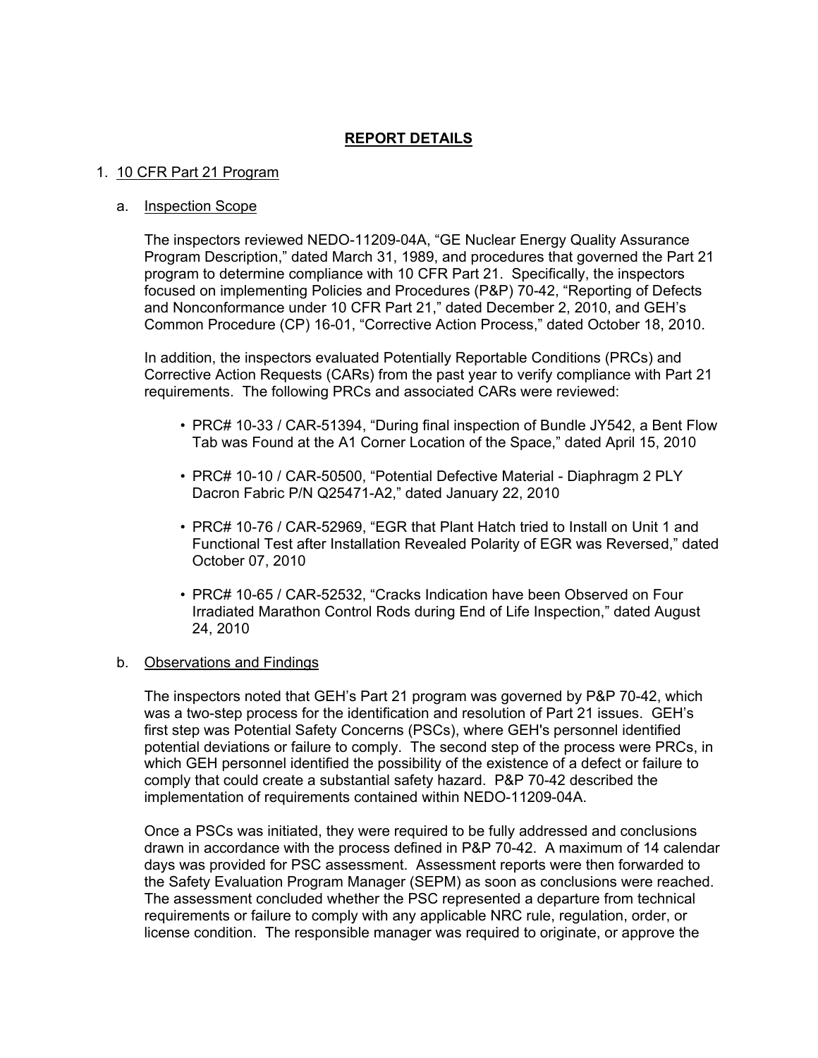## REPORT DETAILS

### 1. 10 CFR Part 21 Program

#### a. Inspection Scope

The inspectors reviewed NEDO-11209-04A, "GE Nuclear Energy Quality Assurance Program Description," dated March 31, 1989, and procedures that governed the Part 21 program to determine compliance with 10 CFR Part 21. Specifically, the inspectors focused on implementing Policies and Procedures (P&P) 70-42, "Reporting of Defects and Nonconformance under 10 CFR Part 21," dated December 2, 2010, and GEH's Common Procedure (CP) 16-01, "Corrective Action Process," dated October 18, 2010.

In addition, the inspectors evaluated Potentially Reportable Conditions (PRCs) and Corrective Action Requests (CARs) from the past year to verify compliance with Part 21 requirements. The following PRCs and associated CARs were reviewed:

- PRC# 10-33 / CAR-51394, "During final inspection of Bundle JY542, a Bent Flow Tab was Found at the A1 Corner Location of the Space," dated April 15, 2010
- PRC# 10-10 / CAR-50500, "Potential Defective Material - Diaphragm 2 PLY Dacron Fabric P/N Q25471-A2," dated January 22, 2010
- PRC# 10-76 / CAR-52969, "EGR that Plant Hatch tried to Install on Unit 1 and Functional Test after Installation Revealed Polarity of EGR was Reversed," dated October 07, 2010
- PRC# 10-65 / CAR-52532, "Cracks Indication have been Observed on Four Irradiated Marathon Control Rods during End of Life Inspection," dated August 24, 2010

#### b. Observations and Findings

The inspectors noted that GEH's Part 21 program was governed by P&P 70-42, which was a two-step process for the identification and resolution of Part 21 issues. GEH's first step was Potential Safety Concerns (PSCs), where GEH's personnel identified potential deviations or failure to comply. The second step of the process were PRCs, in which GEH personnel identified the possibility of the existence of a defect or failure to comply that could create a substantial safety hazard. P&P 70-42 described the implementation of requirements contained within NEDO-11209-04A.

Once a PSCs was initiated, they were required to be fully addressed and conclusions drawn in accordance with the process defined in P&P 70-42. A maximum of 14 calendar days was provided for PSC assessment. Assessment reports were then forwarded to the Safety Evaluation Program Manager (SEPM) as soon as conclusions were reached. The assessment concluded whether the PSC represented a departure from technical requirements or failure to comply with any applicable NRC rule, regulation, order, or license condition. The responsible manager was required to originate, or approve the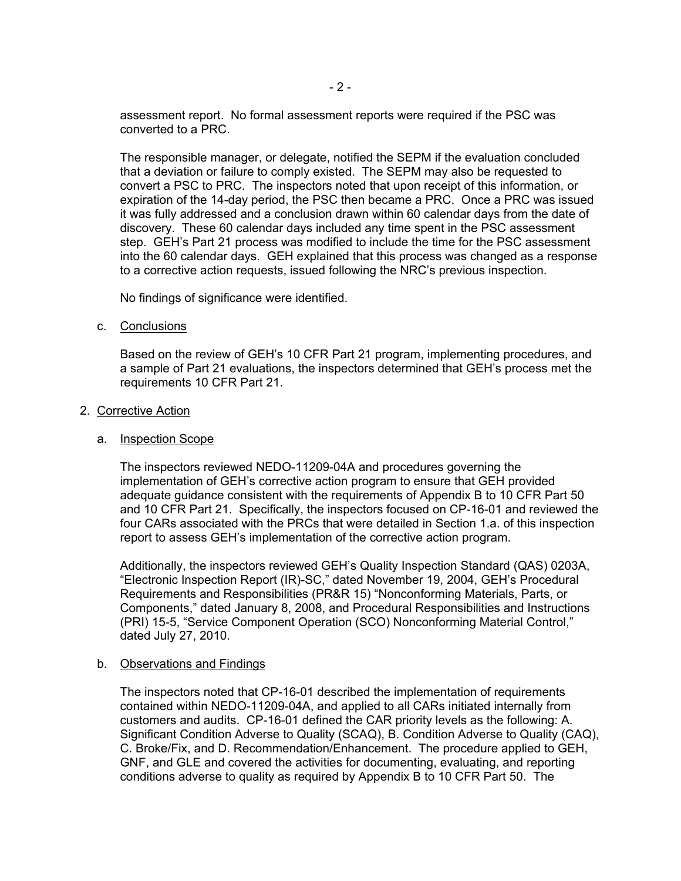assessment report. No formal assessment reports were required if the PSC was converted to a PRC.

The responsible manager, or delegate, notified the SEPM if the evaluation concluded that a deviation or failure to comply existed. The SEPM may also be requested to convert a PSC to PRC. The inspectors noted that upon receipt of this information, or expiration of the 14-day period, the PSC then became a PRC. Once a PRC was issued it was fully addressed and a conclusion drawn within 60 calendar days from the date of discovery. These 60 calendar days included any time spent in the PSC assessment step. GEH's Part 21 process was modified to include the time for the PSC assessment into the 60 calendar days. GEH explained that this process was changed as a response to a corrective action requests, issued following the NRC's previous inspection.

No findings of significance were identified.

c. Conclusions

Based on the review of GEH's 10 CFR Part 21 program, implementing procedures, and a sample of Part 21 evaluations, the inspectors determined that GEH's process met the requirements 10 CFR Part 21.

## 2. Corrective Action

a. Inspection Scope

The inspectors reviewed NEDO-11209-04A and procedures governing the implementation of GEH's corrective action program to ensure that GEH provided adequate guidance consistent with the requirements of Appendix B to 10 CFR Part 50 and 10 CFR Part 21. Specifically, the inspectors focused on CP-16-01 and reviewed the four CARs associated with the PRCs that were detailed in Section 1.a. of this inspection report to assess GEH's implementation of the corrective action program.

Additionally, the inspectors reviewed GEH's Quality Inspection Standard (QAS) 0203A, "Electronic Inspection Report (IR)-SC," dated November 19, 2004, GEH's Procedural Requirements and Responsibilities (PR&R 15) "Nonconforming Materials, Parts, or Components," dated January 8, 2008, and Procedural Responsibilities and Instructions (PRI) 15-5, "Service Component Operation (SCO) Nonconforming Material Control," dated July 27, 2010.

b. Observations and Findings

The inspectors noted that CP-16-01 described the implementation of requirements contained within NEDO-11209-04A, and applied to all CARs initiated internally from customers and audits. CP-16-01 defined the CAR priority levels as the following: A. Significant Condition Adverse to Quality (SCAQ), B. Condition Adverse to Quality (CAQ), C. Broke/Fix, and D. Recommendation/Enhancement. The procedure applied to GEH, GNF, and GLE and covered the activities for documenting, evaluating, and reporting conditions adverse to quality as required by Appendix B to 10 CFR Part 50. The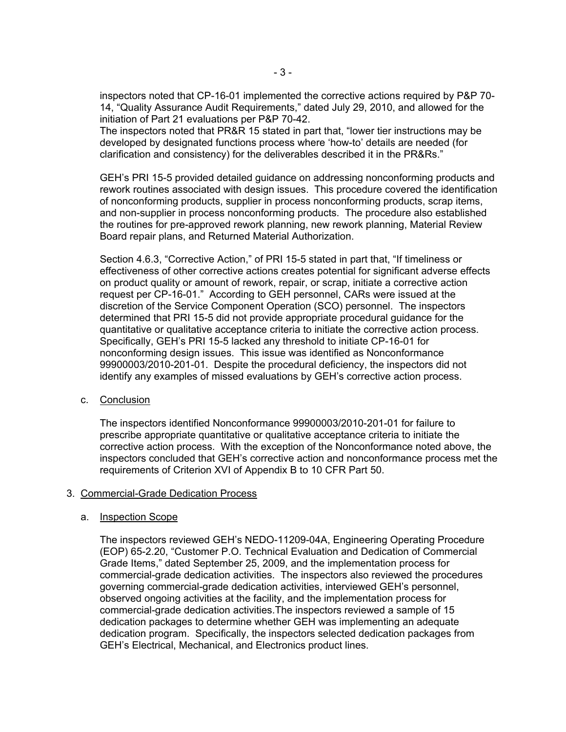inspectors noted that CP-16-01 implemented the corrective actions required by P&P 70-14, "Quality Assurance Audit Requirements," dated July 29, 2010, and allowed for the initiation of Part 21 evaluations per P&P 70-42.
The inspectors noted that PR&R 15 stated in part that, "lower tier instructions may be developed by designated functions process where 'how-to' details are needed (for clarification and consistency) for the deliverables described it in the PR&Rs."

GEH's PRI 15-5 provided detailed guidance on addressing nonconforming products and rework routines associated with design issues. This procedure covered the identification of nonconforming products, supplier in process nonconforming products, scrap items, and non-supplier in process nonconforming products. The procedure also established the routines for pre-approved rework planning, new rework planning, Material Review Board repair plans, and Returned Material Authorization.

Section 4.6.3, "Corrective Action," of PRI 15-5 stated in part that, "If timeliness or effectiveness of other corrective actions creates potential for significant adverse effects on product quality or amount of rework, repair, or scrap, initiate a corrective action request per CP-16-01." According to GEH personnel, CARs were issued at the discretion of the Service Component Operation (SCO) personnel. The inspectors determined that PRI 15-5 did not provide appropriate procedural guidance for the quantitative or qualitative acceptance criteria to initiate the corrective action process. Specifically, GEH's PRI 15-5 lacked any threshold to initiate CP-16-01 for nonconforming design issues. This issue was identified as Nonconformance 99900003/2010-201-01. Despite the procedural deficiency, the inspectors did not identify any examples of missed evaluations by GEH's corrective action process.

c. Conclusion

The inspectors identified Nonconformance 99900003/2010-201-01 for failure to prescribe appropriate quantitative or qualitative acceptance criteria to initiate the corrective action process. With the exception of the Nonconformance noted above, the inspectors concluded that GEH's corrective action and nonconformance process met the requirements of Criterion XVI of Appendix B to 10 CFR Part 50.

## 3. Commercial-Grade Dedication Process

a. Inspection Scope

The inspectors reviewed GEH's NEDO-11209-04A, Engineering Operating Procedure (EOP) 65-2.20, "Customer P.O. Technical Evaluation and Dedication of Commercial Grade Items," dated September 25, 2009, and the implementation process for commercial-grade dedication activities. The inspectors also reviewed the procedures governing commercial-grade dedication activities, interviewed GEH's personnel, observed ongoing activities at the facility, and the implementation process for commercial-grade dedication activities.The inspectors reviewed a sample of 15 dedication packages to determine whether GEH was implementing an adequate dedication program. Specifically, the inspectors selected dedication packages from GEH's Electrical, Mechanical, and Electronics product lines.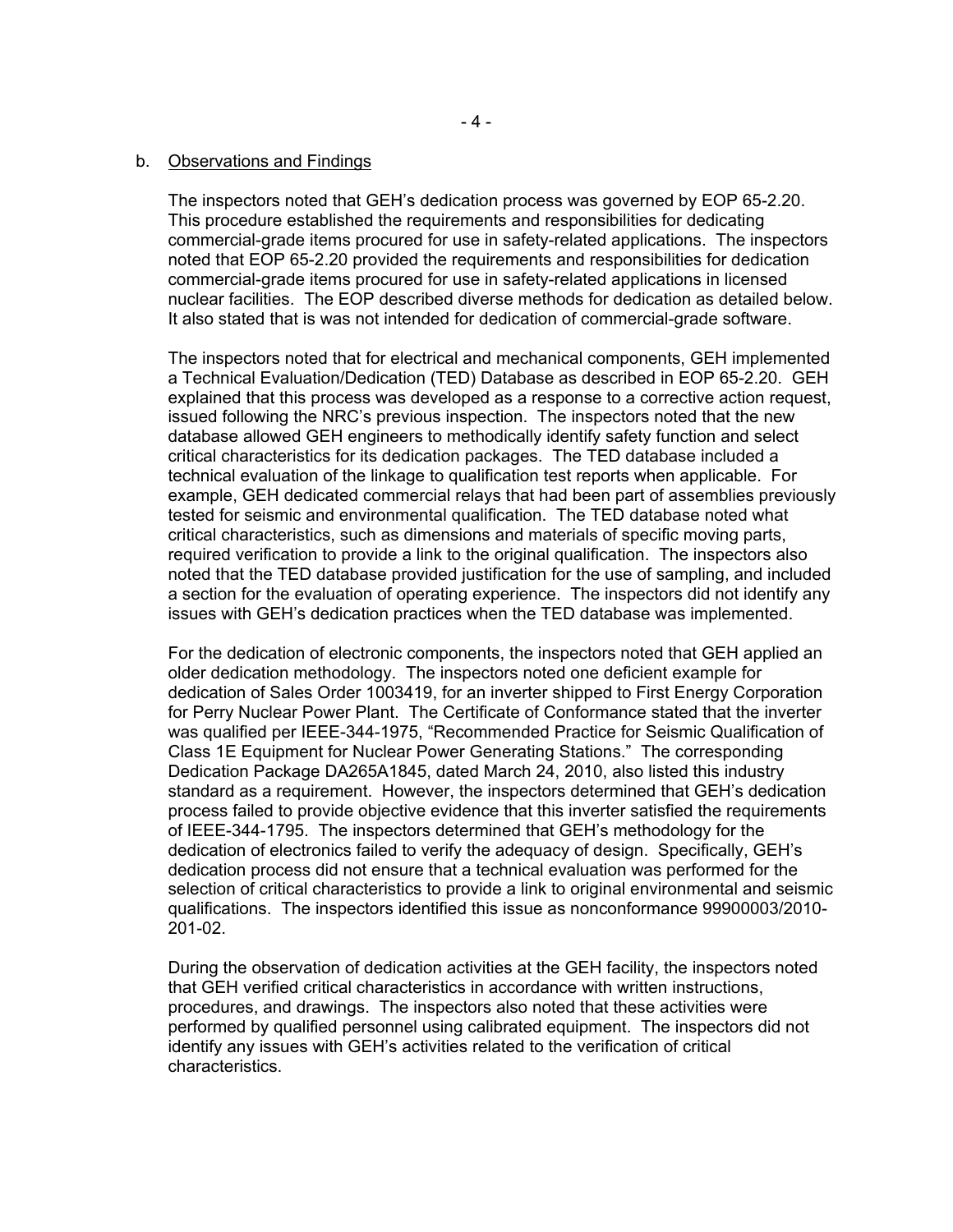b. Observations and Findings

The inspectors noted that GEH's dedication process was governed by EOP 65-2.20. This procedure established the requirements and responsibilities for dedicating commercial-grade items procured for use in safety-related applications. The inspectors noted that EOP 65-2.20 provided the requirements and responsibilities for dedication commercial-grade items procured for use in safety-related applications in licensed nuclear facilities. The EOP described diverse methods for dedication as detailed below. It also stated that is was not intended for dedication of commercial-grade software.

The inspectors noted that for electrical and mechanical components, GEH implemented a Technical Evaluation/Dedication (TED) Database as described in EOP 65-2.20. GEH explained that this process was developed as a response to a corrective action request, issued following the NRC's previous inspection. The inspectors noted that the new database allowed GEH engineers to methodically identify safety function and select critical characteristics for its dedication packages. The TED database included a technical evaluation of the linkage to qualification test reports when applicable. For example, GEH dedicated commercial relays that had been part of assemblies previously tested for seismic and environmental qualification. The TED database noted what critical characteristics, such as dimensions and materials of specific moving parts, required verification to provide a link to the original qualification. The inspectors also noted that the TED database provided justification for the use of sampling, and included a section for the evaluation of operating experience. The inspectors did not identify any issues with GEH's dedication practices when the TED database was implemented.

For the dedication of electronic components, the inspectors noted that GEH applied an older dedication methodology. The inspectors noted one deficient example for dedication of Sales Order 1003419, for an inverter shipped to First Energy Corporation for Perry Nuclear Power Plant. The Certificate of Conformance stated that the inverter was qualified per IEEE-344-1975, "Recommended Practice for Seismic Qualification of Class 1E Equipment for Nuclear Power Generating Stations." The corresponding Dedication Package DA265A1845, dated March 24, 2010, also listed this industry standard as a requirement. However, the inspectors determined that GEH's dedication process failed to provide objective evidence that this inverter satisfied the requirements of IEEE-344-1795. The inspectors determined that GEH's methodology for the dedication of electronics failed to verify the adequacy of design. Specifically, GEH's dedication process did not ensure that a technical evaluation was performed for the selection of critical characteristics to provide a link to original environmental and seismic qualifications. The inspectors identified this issue as nonconformance 99900003/2010-201-02.

During the observation of dedication activities at the GEH facility, the inspectors noted that GEH verified critical characteristics in accordance with written instructions, procedures, and drawings. The inspectors also noted that these activities were performed by qualified personnel using calibrated equipment. The inspectors did not identify any issues with GEH's activities related to the verification of critical characteristics.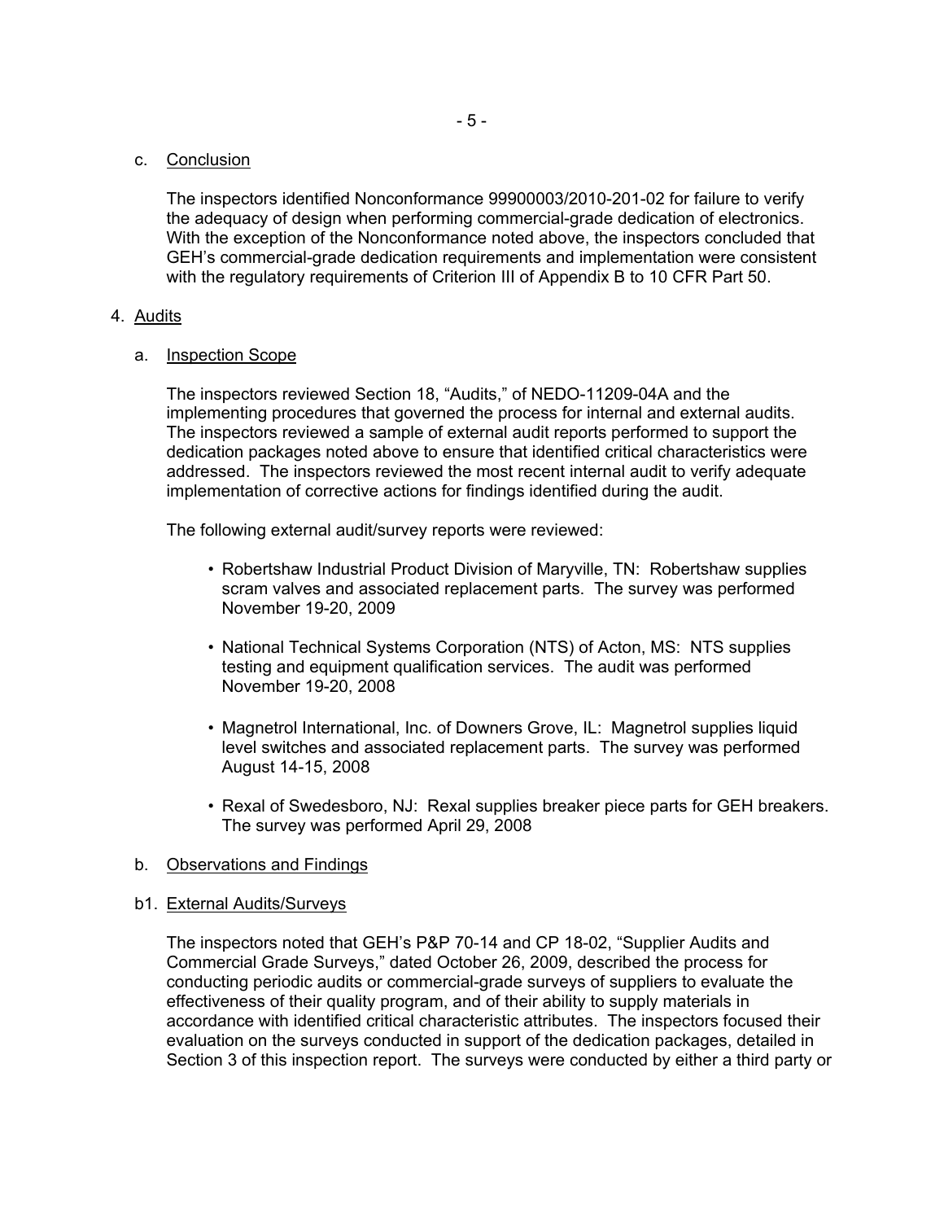c. <u>Conclusion</u>

The inspectors identified Nonconformance 99900003/2010-201-02 for failure to verify the adequacy of design when performing commercial-grade dedication of electronics. With the exception of the Nonconformance noted above, the inspectors concluded that GEH's commercial-grade dedication requirements and implementation were consistent with the regulatory requirements of Criterion III of Appendix B to 10 CFR Part 50.

4. <u>Audits</u>

a. <u>Inspection Scope</u>

The inspectors reviewed Section 18, "Audits," of NEDO-11209-04A and the implementing procedures that governed the process for internal and external audits. The inspectors reviewed a sample of external audit reports performed to support the dedication packages noted above to ensure that identified critical characteristics were addressed. The inspectors reviewed the most recent internal audit to verify adequate implementation of corrective actions for findings identified during the audit.

The following external audit/survey reports were reviewed:

- Robertshaw Industrial Product Division of Maryville, TN: Robertshaw supplies scram valves and associated replacement parts. The survey was performed November 19-20, 2009
- National Technical Systems Corporation (NTS) of Acton, MS: NTS supplies testing and equipment qualification services. The audit was performed November 19-20, 2008
- Magnetrol International, Inc. of Downers Grove, IL: Magnetrol supplies liquid level switches and associated replacement parts. The survey was performed August 14-15, 2008
- Rexal of Swedesboro, NJ: Rexal supplies breaker piece parts for GEH breakers. The survey was performed April 29, 2008

b. <u>Observations and Findings</u>

b1. <u>External Audits/Surveys</u>

The inspectors noted that GEH's P&P 70-14 and CP 18-02, "Supplier Audits and Commercial Grade Surveys," dated October 26, 2009, described the process for conducting periodic audits or commercial-grade surveys of suppliers to evaluate the effectiveness of their quality program, and of their ability to supply materials in accordance with identified critical characteristic attributes. The inspectors focused their evaluation on the surveys conducted in support of the dedication packages, detailed in Section 3 of this inspection report. The surveys were conducted by either a third party or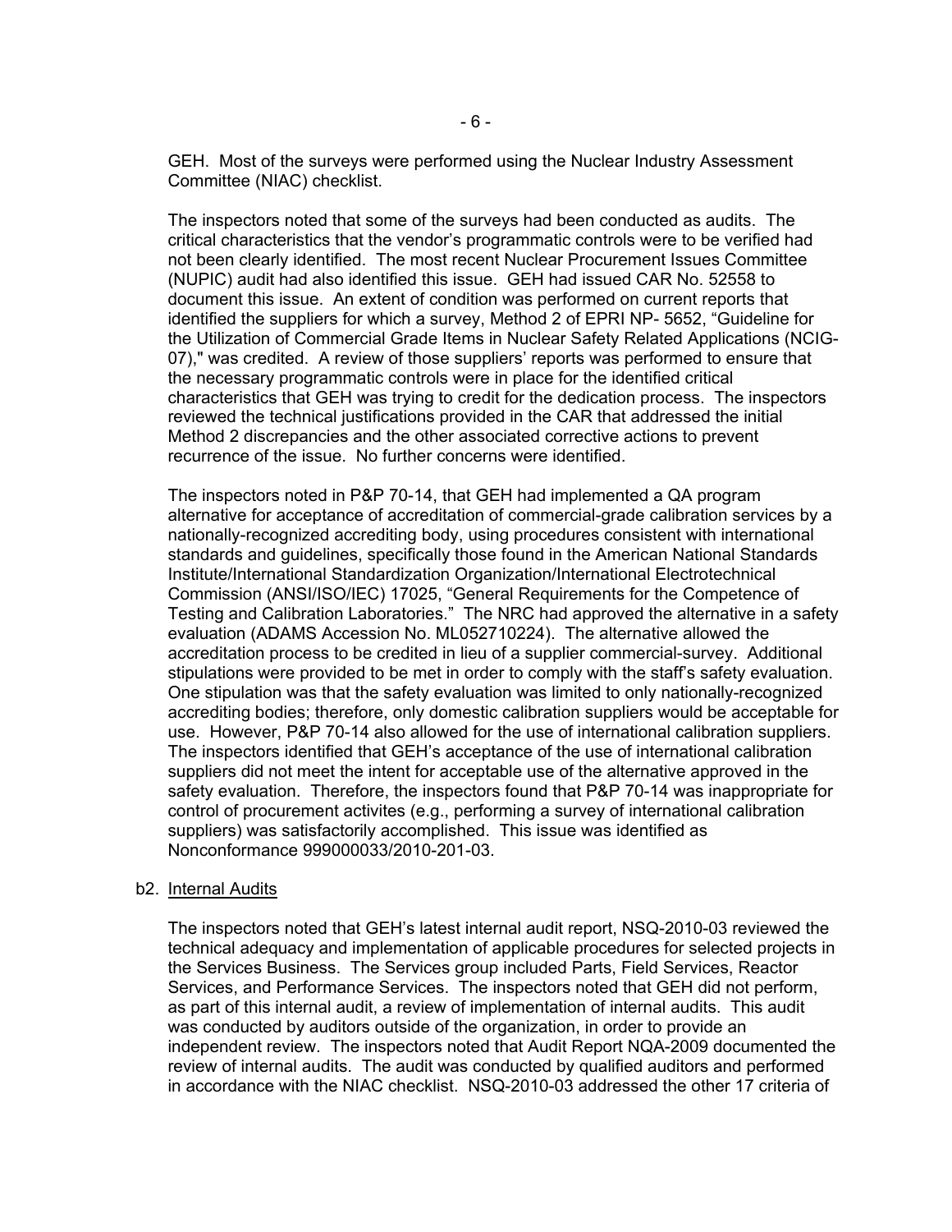GEH. Most of the surveys were performed using the Nuclear Industry Assessment Committee (NIAC) checklist.

The inspectors noted that some of the surveys had been conducted as audits. The critical characteristics that the vendor's programmatic controls were to be verified had not been clearly identified. The most recent Nuclear Procurement Issues Committee (NUPIC) audit had also identified this issue. GEH had issued CAR No. 52558 to document this issue. An extent of condition was performed on current reports that identified the suppliers for which a survey, Method 2 of EPRI NP- 5652, "Guideline for the Utilization of Commercial Grade Items in Nuclear Safety Related Applications (NCIG-07)," was credited. A review of those suppliers' reports was performed to ensure that the necessary programmatic controls were in place for the identified critical characteristics that GEH was trying to credit for the dedication process. The inspectors reviewed the technical justifications provided in the CAR that addressed the initial Method 2 discrepancies and the other associated corrective actions to prevent recurrence of the issue. No further concerns were identified.

The inspectors noted in P&P 70-14, that GEH had implemented a QA program alternative for acceptance of accreditation of commercial-grade calibration services by a nationally-recognized accrediting body, using procedures consistent with international standards and guidelines, specifically those found in the American National Standards Institute/International Standardization Organization/International Electrotechnical Commission (ANSI/ISO/IEC) 17025, "General Requirements for the Competence of Testing and Calibration Laboratories." The NRC had approved the alternative in a safety evaluation (ADAMS Accession No. ML052710224). The alternative allowed the accreditation process to be credited in lieu of a supplier commercial-survey. Additional stipulations were provided to be met in order to comply with the staff's safety evaluation. One stipulation was that the safety evaluation was limited to only nationally-recognized accrediting bodies; therefore, only domestic calibration suppliers would be acceptable for use. However, P&P 70-14 also allowed for the use of international calibration suppliers. The inspectors identified that GEH's acceptance of the use of international calibration suppliers did not meet the intent for acceptable use of the alternative approved in the safety evaluation. Therefore, the inspectors found that P&P 70-14 was inappropriate for control of procurement activites (e.g., performing a survey of international calibration suppliers) was satisfactorily accomplished. This issue was identified as Nonconformance 999000033/2010-201-03.

b2. Internal Audits

The inspectors noted that GEH's latest internal audit report, NSQ-2010-03 reviewed the technical adequacy and implementation of applicable procedures for selected projects in the Services Business. The Services group included Parts, Field Services, Reactor Services, and Performance Services. The inspectors noted that GEH did not perform, as part of this internal audit, a review of implementation of internal audits. This audit was conducted by auditors outside of the organization, in order to provide an independent review. The inspectors noted that Audit Report NQA-2009 documented the review of internal audits. The audit was conducted by qualified auditors and performed in accordance with the NIAC checklist. NSQ-2010-03 addressed the other 17 criteria of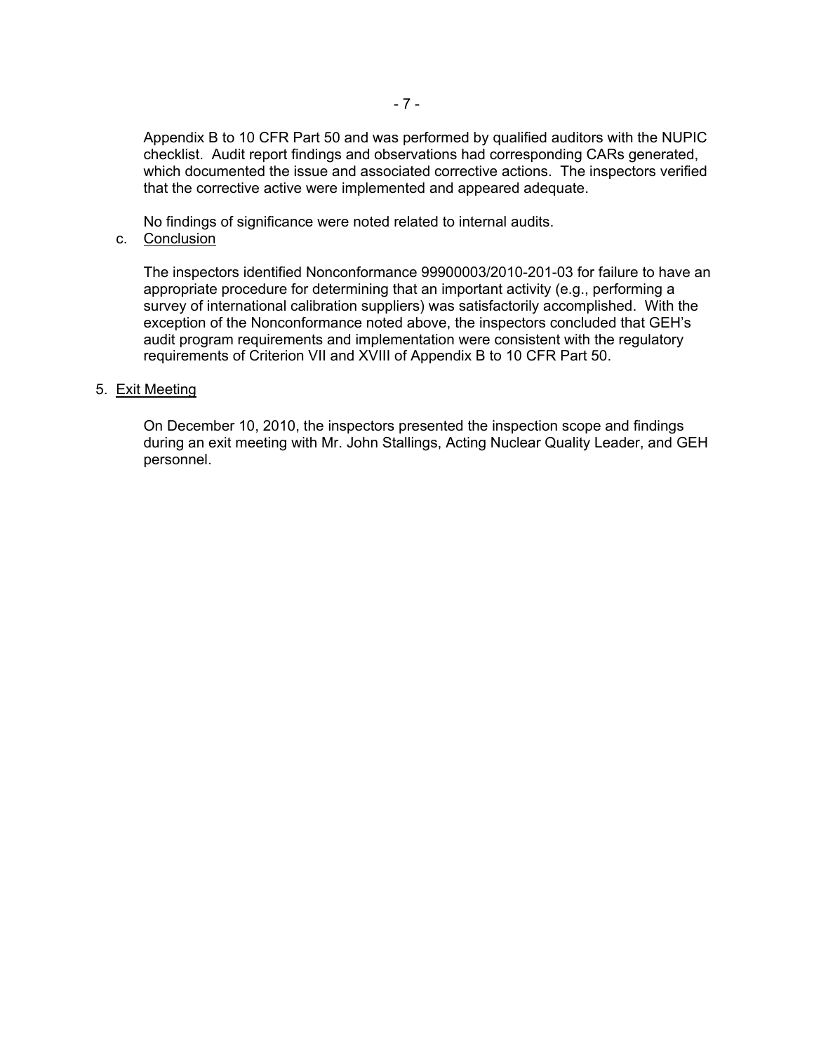Appendix B to 10 CFR Part 50 and was performed by qualified auditors with the NUPIC checklist. Audit report findings and observations had corresponding CARs generated, which documented the issue and associated corrective actions. The inspectors verified that the corrective active were implemented and appeared adequate.

No findings of significance were noted related to internal audits.

c. Conclusion

The inspectors identified Nonconformance 99900003/2010-201-03 for failure to have an appropriate procedure for determining that an important activity (e.g., performing a survey of international calibration suppliers) was satisfactorily accomplished. With the exception of the Nonconformance noted above, the inspectors concluded that GEH's audit program requirements and implementation were consistent with the regulatory requirements of Criterion VII and XVIII of Appendix B to 10 CFR Part 50.

5. Exit Meeting

On December 10, 2010, the inspectors presented the inspection scope and findings during an exit meeting with Mr. John Stallings, Acting Nuclear Quality Leader, and GEH personnel.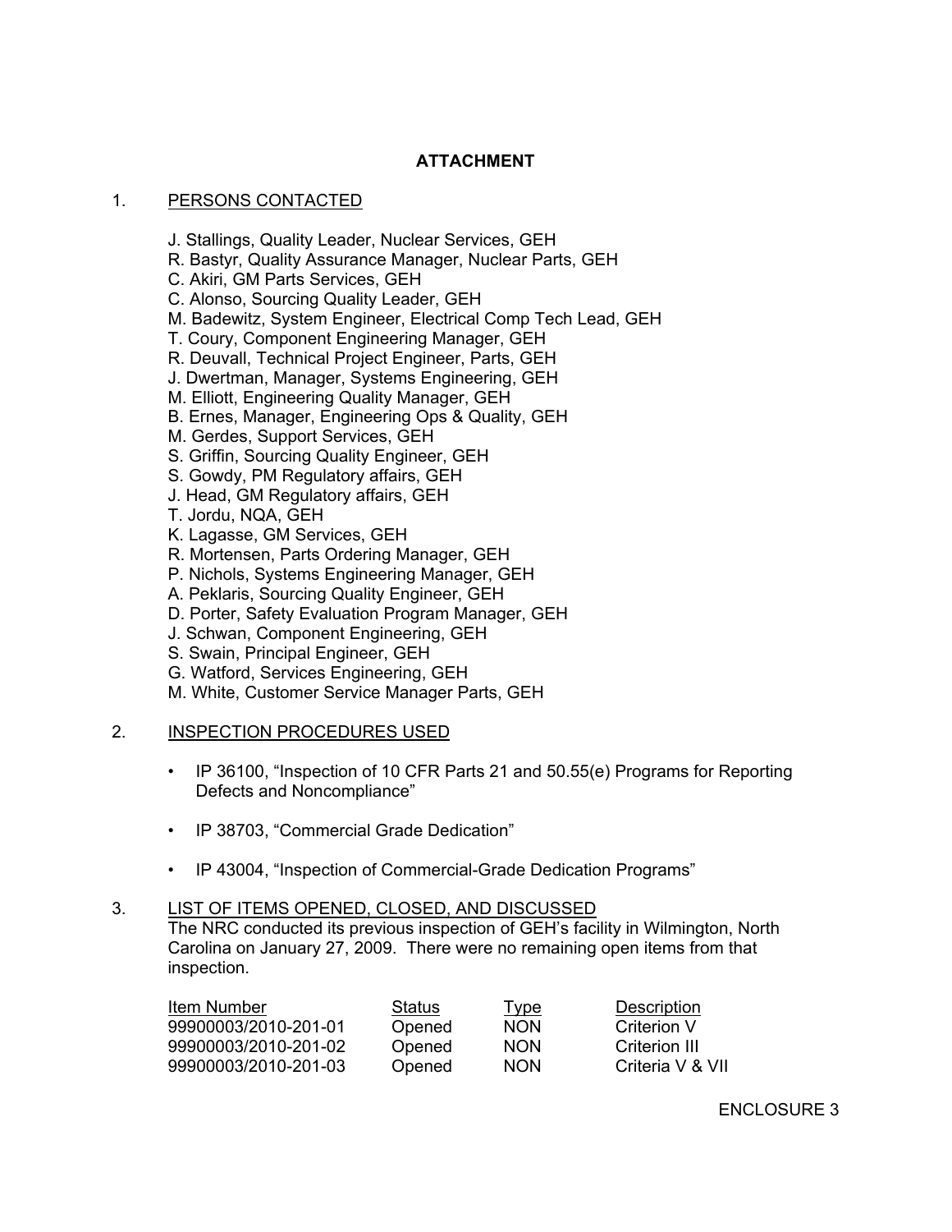# ATTACHMENT

## 1. PERSONS CONTACTED

J. Stallings, Quality Leader, Nuclear Services, GEH
R. Bastyr, Quality Assurance Manager, Nuclear Parts, GEH
C. Akiri, GM Parts Services, GEH
C. Alonso, Sourcing Quality Leader, GEH
M. Badewitz, System Engineer, Electrical Comp Tech Lead, GEH
T. Coury, Component Engineering Manager, GEH
R. Deuvall, Technical Project Engineer, Parts, GEH
J. Dwertman, Manager, Systems Engineering, GEH
M. Elliott, Engineering Quality Manager, GEH
B. Ernes, Manager, Engineering Ops & Quality, GEH
M. Gerdes, Support Services, GEH
S. Griffin, Sourcing Quality Engineer, GEH
S. Gowdy, PM Regulatory affairs, GEH
J. Head, GM Regulatory affairs, GEH
T. Jordu, NQA, GEH
K. Lagasse, GM Services, GEH
R. Mortensen, Parts Ordering Manager, GEH
P. Nichols, Systems Engineering Manager, GEH
A. Peklaris, Sourcing Quality Engineer, GEH
D. Porter, Safety Evaluation Program Manager, GEH
J. Schwan, Component Engineering, GEH
S. Swain, Principal Engineer, GEH
G. Watford, Services Engineering, GEH
M. White, Customer Service Manager Parts, GEH

## 2. INSPECTION PROCEDURES USED

- IP 36100, "Inspection of 10 CFR Parts 21 and 50.55(e) Programs for Reporting Defects and Noncompliance"
- IP 38703, "Commercial Grade Dedication"
- IP 43004, "Inspection of Commercial-Grade Dedication Programs"

## 3. LIST OF ITEMS OPENED, CLOSED, AND DISCUSSED

The NRC conducted its previous inspection of GEH's facility in Wilmington, North Carolina on January 27, 2009. There were no remaining open items from that inspection.

| Item Number | Status | Type | Description |
|---|---|---|---|
| 99900003/2010-201-01 | Opened | NON | Criterion V |
| 99900003/2010-201-02 | Opened | NON | Criterion III |
| 99900003/2010-201-03 | Opened | NON | Criteria V & VII |

ENCLOSURE 3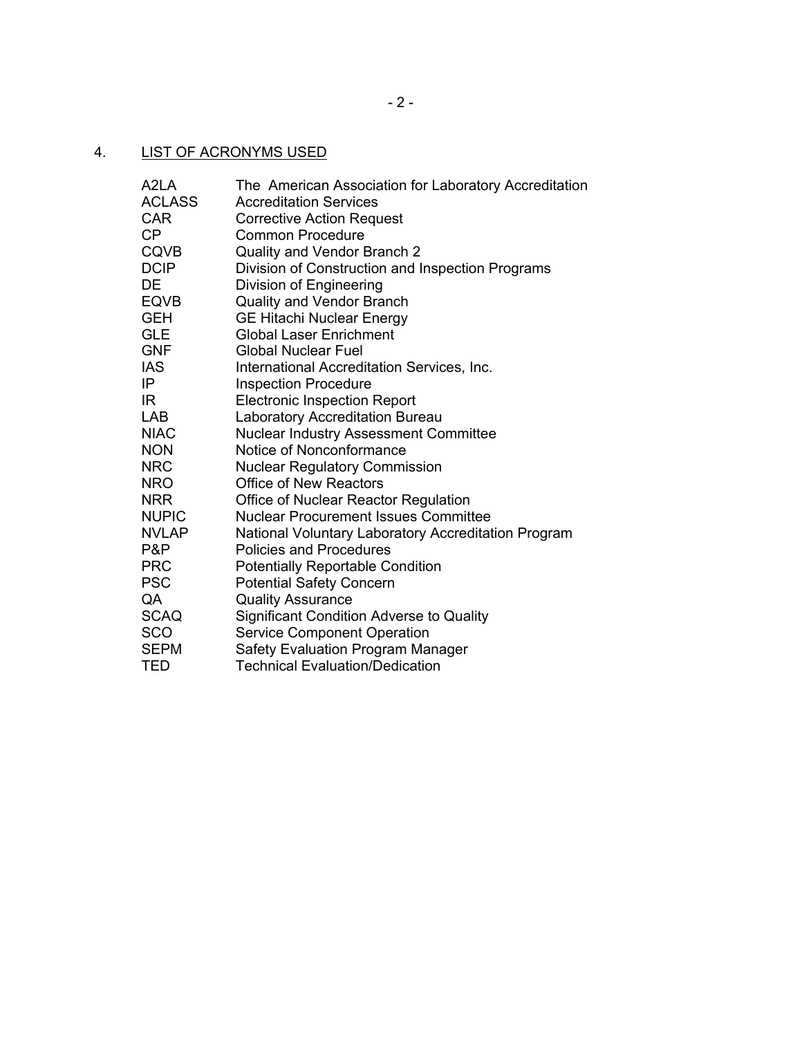## 4. LIST OF ACRONYMS USED

| | |
|---|---|
| A2LA | The  American Association for Laboratory Accreditation |
| ACLASS | Accreditation Services |
| CAR | Corrective Action Request |
| CP | Common Procedure |
| CQVB | Quality and Vendor Branch 2 |
| DCIP | Division of Construction and Inspection Programs |
| DE | Division of Engineering |
| EQVB | Quality and Vendor Branch |
| GEH | GE Hitachi Nuclear Energy |
| GLE | Global Laser Enrichment |
| GNF | Global Nuclear Fuel |
| IAS | International Accreditation Services, Inc. |
| IP | Inspection Procedure |
| IR | Electronic Inspection Report |
| LAB | Laboratory Accreditation Bureau |
| NIAC | Nuclear Industry Assessment Committee |
| NON | Notice of Nonconformance |
| NRC | Nuclear Regulatory Commission |
| NRO | Office of New Reactors |
| NRR | Office of Nuclear Reactor Regulation |
| NUPIC | Nuclear Procurement Issues Committee |
| NVLAP | National Voluntary Laboratory Accreditation Program |
| P&P | Policies and Procedures |
| PRC | Potentially Reportable Condition |
| PSC | Potential Safety Concern |
| QA | Quality Assurance |
| SCAQ | Significant Condition Adverse to Quality |
| SCO | Service Component Operation |
| SEPM | Safety Evaluation Program Manager |
| TED | Technical Evaluation/Dedication |